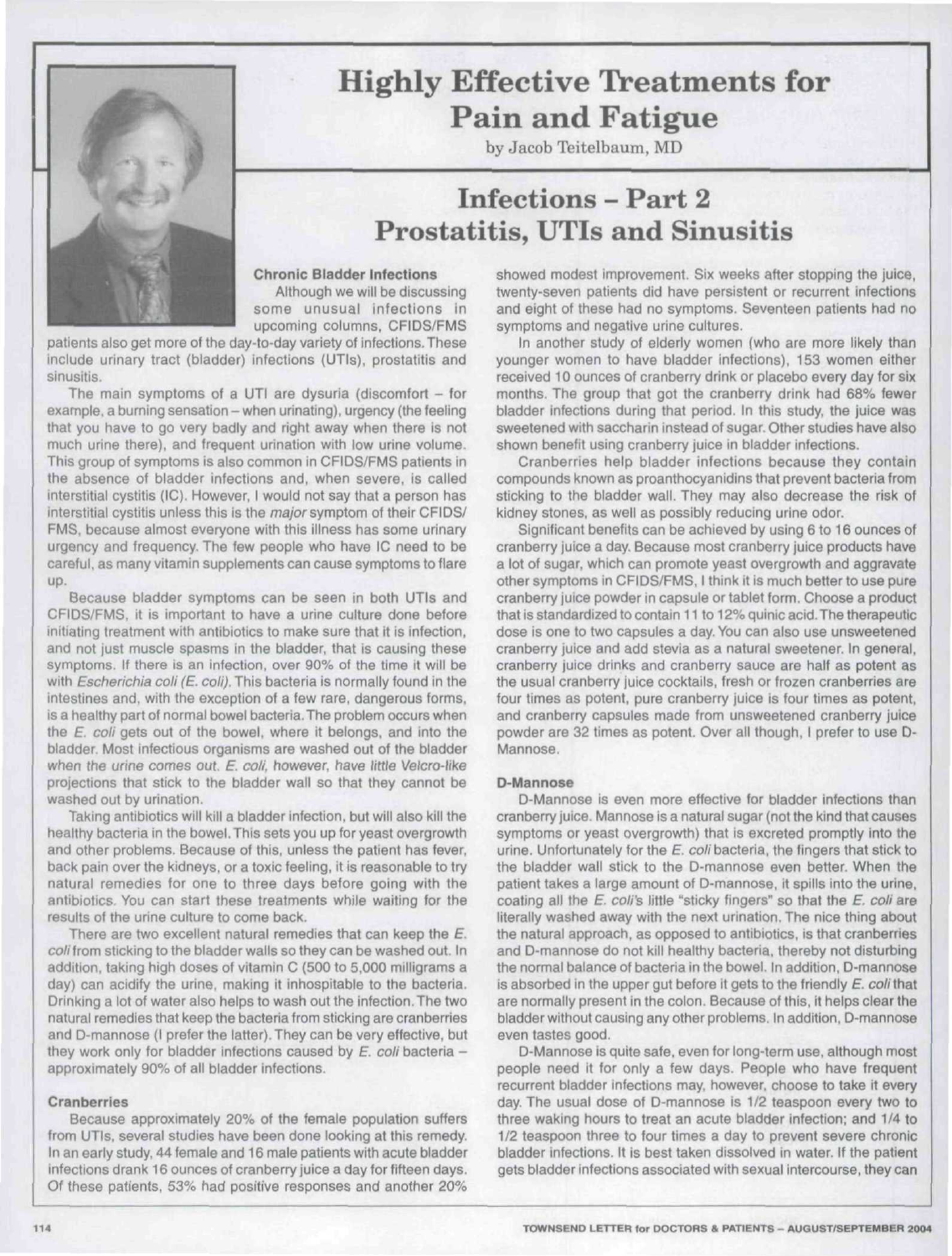# Highly Effective Treatments for Pain and Fatigue

by Jacob Teitelbaum, MD

## Infections – Part 2 Prostatitis, UTIs and Sinusitis

### Chronic Bladder Infections

Although we will be discussing some unusual infections in upcoming columns, CFIDS/FMS patients also get more of the day-to-day variety of infections. These include urinary tract (bladder) infections (UTIs), prostatitis and sinusitis.

The main symptoms of a UTI are dysuria (discomfort – for example, a burning sensation – when urinating), urgency (the feeling that you have to go very badly and right away when there is not much urine there), and frequent urination with low urine volume. This group of symptoms is also common in CFIDS/FMS patients in the absence of bladder infections and, when severe, is called interstitial cystitis (IC). However, I would not say that a person has interstitial cystitis unless this is the *major* symptom of their CFIDS/FMS, because almost everyone with this illness has some urinary urgency and frequency. The few people who have IC need to be careful, as many vitamin supplements can cause symptoms to flare up.

Because bladder symptoms can be seen in both UTIs and CFIDS/FMS, it is important to have a urine culture done before initiating treatment with antibiotics to make sure that it is infection, and not just muscle spasms in the bladder, that is causing these symptoms. If there is an infection, over 90% of the time it will be with *Escherichia coli (E. coli)*. This bacteria is normally found in the intestines and, with the exception of a few rare, dangerous forms, is a healthy part of normal bowel bacteria. The problem occurs when the *E. coli* gets out of the bowel, where it belongs, and into the bladder. Most infectious organisms are washed out of the bladder when the urine comes out. *E. coli*, however, have little Velcro-like projections that stick to the bladder wall so that they cannot be washed out by urination.

Taking antibiotics will kill a bladder infection, but will also kill the healthy bacteria in the bowel. This sets you up for yeast overgrowth and other problems. Because of this, unless the patient has fever, back pain over the kidneys, or a toxic feeling, it is reasonable to try natural remedies for one to three days before going with the antibiotics. You can start these treatments while waiting for the results of the urine culture to come back.

There are two excellent natural remedies that can keep the *E. coli* from sticking to the bladder walls so they can be washed out. In addition, taking high doses of vitamin C (500 to 5,000 milligrams a day) can acidify the urine, making it inhospitable to the bacteria. Drinking a lot of water also helps to wash out the infection. The two natural remedies that keep the bacteria from sticking are cranberries and D-mannose (I prefer the latter). They can be very effective, but they work only for bladder infections caused by *E. coli* bacteria – approximately 90% of all bladder infections.

### Cranberries

Because approximately 20% of the female population suffers from UTIs, several studies have been done looking at this remedy. In an early study, 44 female and 16 male patients with acute bladder infections drank 16 ounces of cranberry juice a day for fifteen days. Of these patients, 53% had positive responses and another 20% showed modest improvement. Six weeks after stopping the juice, twenty-seven patients did have persistent or recurrent infections and eight of these had no symptoms. Seventeen patients had no symptoms and negative urine cultures.

In another study of elderly women (who are more likely than younger women to have bladder infections), 153 women either received 10 ounces of cranberry drink or placebo every day for six months. The group that got the cranberry drink had 68% fewer bladder infections during that period. In this study, the juice was sweetened with saccharin instead of sugar. Other studies have also shown benefit using cranberry juice in bladder infections.

Cranberries help bladder infections because they contain compounds known as proanthocyanidins that prevent bacteria from sticking to the bladder wall. They may also decrease the risk of kidney stones, as well as possibly reducing urine odor.

Significant benefits can be achieved by using 6 to 16 ounces of cranberry juice a day. Because most cranberry juice products have a lot of sugar, which can promote yeast overgrowth and aggravate other symptoms in CFIDS/FMS, I think it is much better to use pure cranberry juice powder in capsule or tablet form. Choose a product that is standardized to contain 11 to 12% quinic acid. The therapeutic dose is one to two capsules a day. You can also use unsweetened cranberry juice and add stevia as a natural sweetener. In general, cranberry juice drinks and cranberry sauce are half as potent as the usual cranberry juice cocktails, fresh or frozen cranberries are four times as potent, pure cranberry juice is four times as potent, and cranberry capsules made from unsweetened cranberry juice powder are 32 times as potent. Over all though, I prefer to use D-Mannose.

### D-Mannose

D-Mannose is even more effective for bladder infections than cranberry juice. Mannose is a natural sugar (not the kind that causes symptoms or yeast overgrowth) that is excreted promptly into the urine. Unfortunately for the *E. coli* bacteria, the fingers that stick to the bladder wall stick to the D-mannose even better. When the patient takes a large amount of D-mannose, it spills into the urine, coating all the *E. coli*'s little "sticky fingers" so that the *E. coli* are literally washed away with the next urination. The nice thing about the natural approach, as opposed to antibiotics, is that cranberries and D-mannose do not kill healthy bacteria, thereby not disturbing the normal balance of bacteria in the bowel. In addition, D-mannose is absorbed in the upper gut before it gets to the friendly *E. coli* that are normally present in the colon. Because of this, it helps clear the bladder without causing any other problems. In addition, D-mannose even tastes good.

D-Mannose is quite safe, even for long-term use, although most people need it for only a few days. People who have frequent recurrent bladder infections may, however, choose to take it every day. The usual dose of D-mannose is 1/2 teaspoon every two to three waking hours to treat an acute bladder infection; and 1/4 to 1/2 teaspoon three to four times a day to prevent severe chronic bladder infections. It is best taken dissolved in water. If the patient gets bladder infections associated with sexual intercourse, they can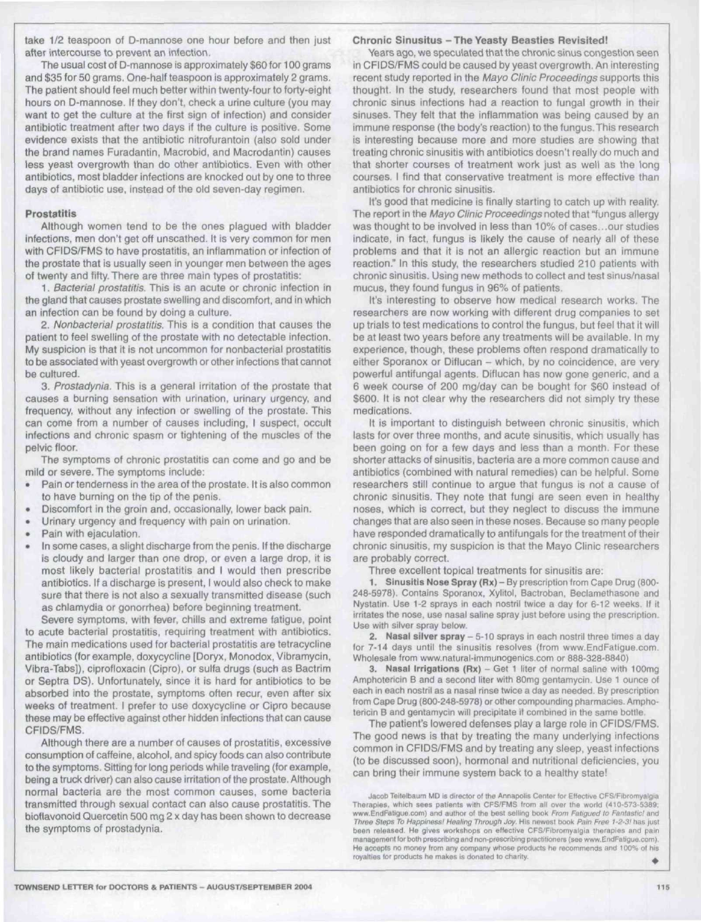take 1/2 teaspoon of D-mannose one hour before and then just after intercourse to prevent an infection.

The usual cost of D-mannose is approximately $60 for 100 grams and $35 for 50 grams. One-half teaspoon is approximately 2 grams. The patient should feel much better within twenty-four to forty-eight hours on D-mannose. If they don't, check a urine culture (you may want to get the culture at the first sign of infection) and consider antibiotic treatment after two days if the culture is positive. Some evidence exists that the antibiotic nitrofurantoin (also sold under the brand names Furadantin, Macrobid, and Macrodantin) causes less yeast overgrowth than do other antibiotics. Even with other antibiotics, most bladder infections are knocked out by one to three days of antibiotic use, instead of the old seven-day regimen.

### Prostatitis

Although women tend to be the ones plagued with bladder infections, men don't get off unscathed. It is very common for men with CFIDS/FMS to have prostatitis, an inflammation or infection of the prostate that is usually seen in younger men between the ages of twenty and fifty. There are three main types of prostatitis:

1. *Bacterial prostatitis.* This is an acute or chronic infection in the gland that causes prostate swelling and discomfort, and in which an infection can be found by doing a culture.
2. *Nonbacterial prostatitis.* This is a condition that causes the patient to feel swelling of the prostate with no detectable infection. My suspicion is that it is not uncommon for nonbacterial prostatitis to be associated with yeast overgrowth or other infections that cannot be cultured.
3. *Prostadynia.* This is a general irritation of the prostate that causes a burning sensation with urination, urinary urgency, and frequency, without any infection or swelling of the prostate. This can come from a number of causes including, I suspect, occult infections and chronic spasm or tightening of the muscles of the pelvic floor.

The symptoms of chronic prostatitis can come and go and be mild or severe. The symptoms include:

- Pain or tenderness in the area of the prostate. It is also common to have burning on the tip of the penis.
- Discomfort in the groin and, occasionally, lower back pain.
- Urinary urgency and frequency with pain on urination.
- Pain with ejaculation.
- In some cases, a slight discharge from the penis. If the discharge is cloudy and larger than one drop, or even a large drop, it is most likely bacterial prostatitis and I would then prescribe antibiotics. If a discharge is present, I would also check to make sure that there is not also a sexually transmitted disease (such as chlamydia or gonorrhea) before beginning treatment.

Severe symptoms, with fever, chills and extreme fatigue, point to acute bacterial prostatitis, requiring treatment with antibiotics. The main medications used for bacterial prostatitis are tetracycline antibiotics (for example, doxycycline [Doryx, Monodox, Vibramycin, Vibra-Tabs]), ciprofloxacin (Cipro), or sulfa drugs (such as Bactrim or Septra DS). Unfortunately, since it is hard for antibiotics to be absorbed into the prostate, symptoms often recur, even after six weeks of treatment. I prefer to use doxycycline or Cipro because these may be effective against other hidden infections that can cause CFIDS/FMS.

Although there are a number of causes of prostatitis, excessive consumption of caffeine, alcohol, and spicy foods can also contribute to the symptoms. Sitting for long periods while traveling (for example, being a truck driver) can also cause irritation of the prostate. Although normal bacteria are the most common causes, some bacteria transmitted through sexual contact can also cause prostatitis. The bioflavonoid Quercetin 500 mg 2 x day has been shown to decrease the symptoms of prostadynia.

### Chronic Sinusitus – The Yeasty Beasties Revisited!

Years ago, we speculated that the chronic sinus congestion seen in CFIDS/FMS could be caused by yeast overgrowth. An interesting recent study reported in the *Mayo Clinic Proceedings* supports this thought. In the study, researchers found that most people with chronic sinus infections had a reaction to fungal growth in their sinuses. They felt that the inflammation was being caused by an immune response (the body's reaction) to the fungus. This research is interesting because more and more studies are showing that treating chronic sinusitis with antibiotics doesn't really do much and that shorter courses of treatment work just as well as the long courses. I find that conservative treatment is more effective than antibiotics for chronic sinusitis.

It's good that medicine is finally starting to catch up with reality. The report in the *Mayo Clinic Proceedings* noted that "fungus allergy was thought to be involved in less than 10% of cases…our studies indicate, in fact, fungus is likely the cause of nearly all of these problems and that it is not an allergic reaction but an immune reaction." In this study, the researchers studied 210 patients with chronic sinusitis. Using new methods to collect and test sinus/nasal mucus, they found fungus in 96% of patients.

It's interesting to observe how medical research works. The researchers are now working with different drug companies to set up trials to test medications to control the fungus, but feel that it will be at least two years before any treatments will be available. In my experience, though, these problems often respond dramatically to either Sporanox or Diflucan – which, by no coincidence, are very powerful antifungal agents. Diflucan has now gone generic, and a 6 week course of 200 mg/day can be bought for $60 instead of $600. It is not clear why the researchers did not simply try these medications.

It is important to distinguish between chronic sinusitis, which lasts for over three months, and acute sinusitis, which usually has been going on for a few days and less than a month. For these shorter attacks of sinusitis, bacteria are a more common cause and antibiotics (combined with natural remedies) can be helpful. Some researchers still continue to argue that fungus is not a cause of chronic sinusitis. They note that fungi are seen even in healthy noses, which is correct, but they neglect to discuss the immune changes that are also seen in these noses. Because so many people have responded dramatically to antifungals for the treatment of their chronic sinusitis, my suspicion is that the Mayo Clinic researchers are probably correct.

Three excellent topical treatments for sinusitis are:

1. **Sinusitis Nose Spray (Rx)** – By prescription from Cape Drug (800-248-5978). Contains Sporanox, Xylitol, Bactroban, Beclamethasone and Nystatin. Use 1-2 sprays in each nostril twice a day for 6-12 weeks. If it irritates the nose, use nasal saline spray just before using the prescription. Use with silver spray below.
2. **Nasal silver spray** – 5-10 sprays in each nostril three times a day for 7-14 days until the sinusitis resolves (from www.EndFatigue.com. Wholesale from www.natural-immunogenics.com or 888-328-8840)
3. **Nasal Irrigations (Rx)** – Get 1 liter of normal saline with 100mg Amphotericin B and a second liter with 80mg gentamycin. Use 1 ounce of each in each nostril as a nasal rinse twice a day as needed. By prescription from Cape Drug (800-248-5978) or other compounding pharmacies. Amphotericin B and gentamycin will precipitate if combined in the same bottle.

The patient's lowered defenses play a large role in CFIDS/FMS. The good news is that by treating the many underlying infections common in CFIDS/FMS and by treating any sleep, yeast infections (to be discussed soon), hormonal and nutritional deficiencies, you can bring their immune system back to a healthy state!

Jacob Teitelbaum MD is director of the Annapolis Center for Effective CFS/Fibromyalgia Therapies, which sees patients with CFS/FMS from all over the world (410-573-5389; www.EndFatigue.com) and author of the best selling book *From Fatigued to Fantastic!* and *Three Steps To Happiness! Healing Through Joy.* His newest book *Pain Free 1-2-3!* has just been released. He gives workshops on effective CFS/Fibromyalgia therapies and pain management for both prescribing and non-prescribing practitioners (see www.EndFatigue.com). He accepts no money from any company whose products he recommends and 100% of his royalties for products he makes is donated to charity.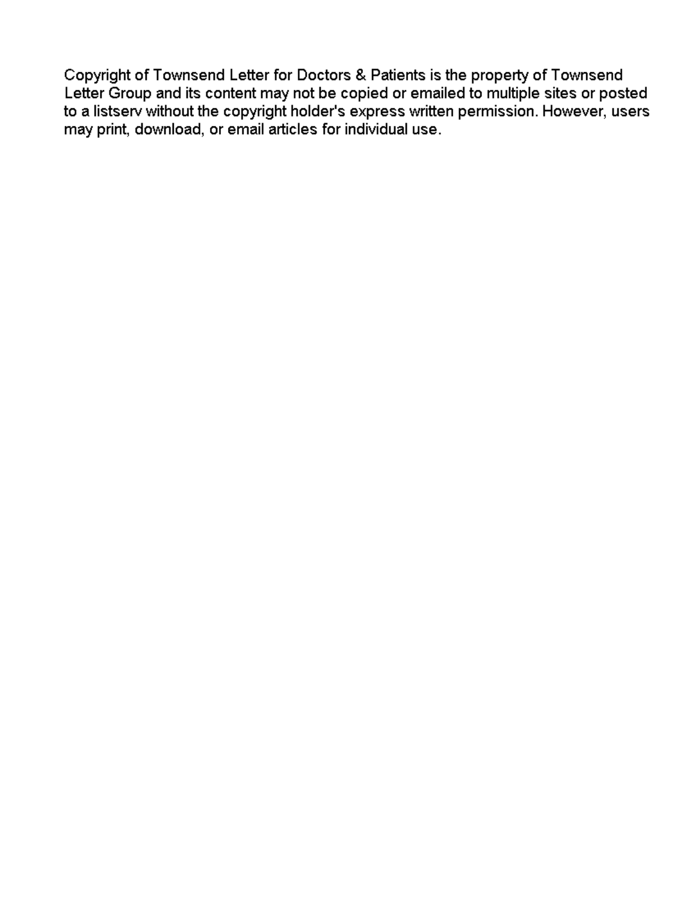Copyright of Townsend Letter for Doctors & Patients is the property of Townsend Letter Group and its content may not be copied or emailed to multiple sites or posted to a listserv without the copyright holder's express written permission. However, users may print, download, or email articles for individual use.